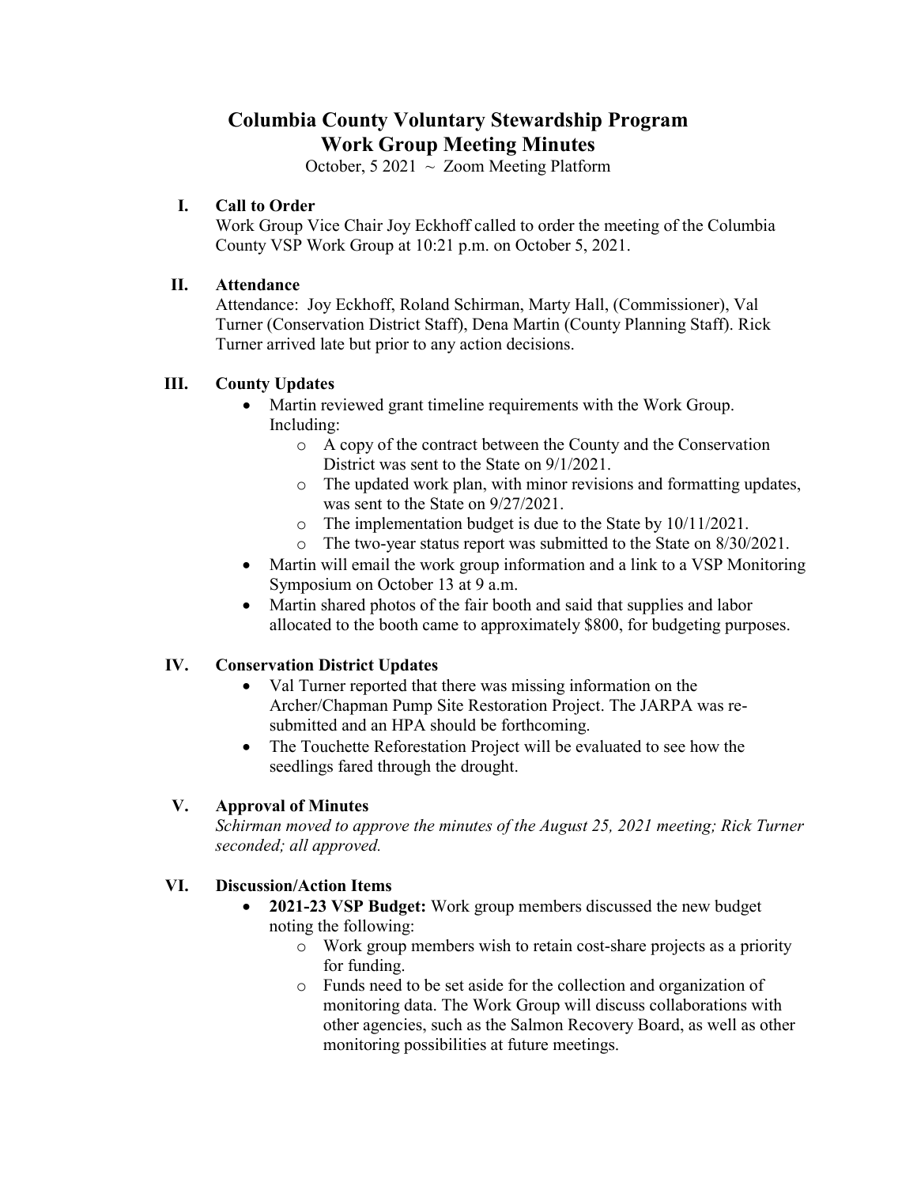# Columbia County Voluntary Stewardship Program
# Work Group Meeting Minutes

October, 5 2021 ~ Zoom Meeting Platform

## I. Call to Order

Work Group Vice Chair Joy Eckhoff called to order the meeting of the Columbia County VSP Work Group at 10:21 p.m. on October 5, 2021.

## II. Attendance

Attendance: Joy Eckhoff, Roland Schirman, Marty Hall, (Commissioner), Val Turner (Conservation District Staff), Dena Martin (County Planning Staff). Rick Turner arrived late but prior to any action decisions.

## III. County Updates

- Martin reviewed grant timeline requirements with the Work Group. Including:
  - A copy of the contract between the County and the Conservation District was sent to the State on 9/1/2021.
  - The updated work plan, with minor revisions and formatting updates, was sent to the State on 9/27/2021.
  - The implementation budget is due to the State by 10/11/2021.
  - The two-year status report was submitted to the State on 8/30/2021.
- Martin will email the work group information and a link to a VSP Monitoring Symposium on October 13 at 9 a.m.
- Martin shared photos of the fair booth and said that supplies and labor allocated to the booth came to approximately $800, for budgeting purposes.

## IV. Conservation District Updates

- Val Turner reported that there was missing information on the Archer/Chapman Pump Site Restoration Project. The JARPA was re-submitted and an HPA should be forthcoming.
- The Touchette Reforestation Project will be evaluated to see how the seedlings fared through the drought.

## V. Approval of Minutes

*Schirman moved to approve the minutes of the August 25, 2021 meeting; Rick Turner seconded; all approved.*

## VI. Discussion/Action Items

- **2021-23 VSP Budget:** Work group members discussed the new budget noting the following:
  - Work group members wish to retain cost-share projects as a priority for funding.
  - Funds need to be set aside for the collection and organization of monitoring data. The Work Group will discuss collaborations with other agencies, such as the Salmon Recovery Board, as well as other monitoring possibilities at future meetings.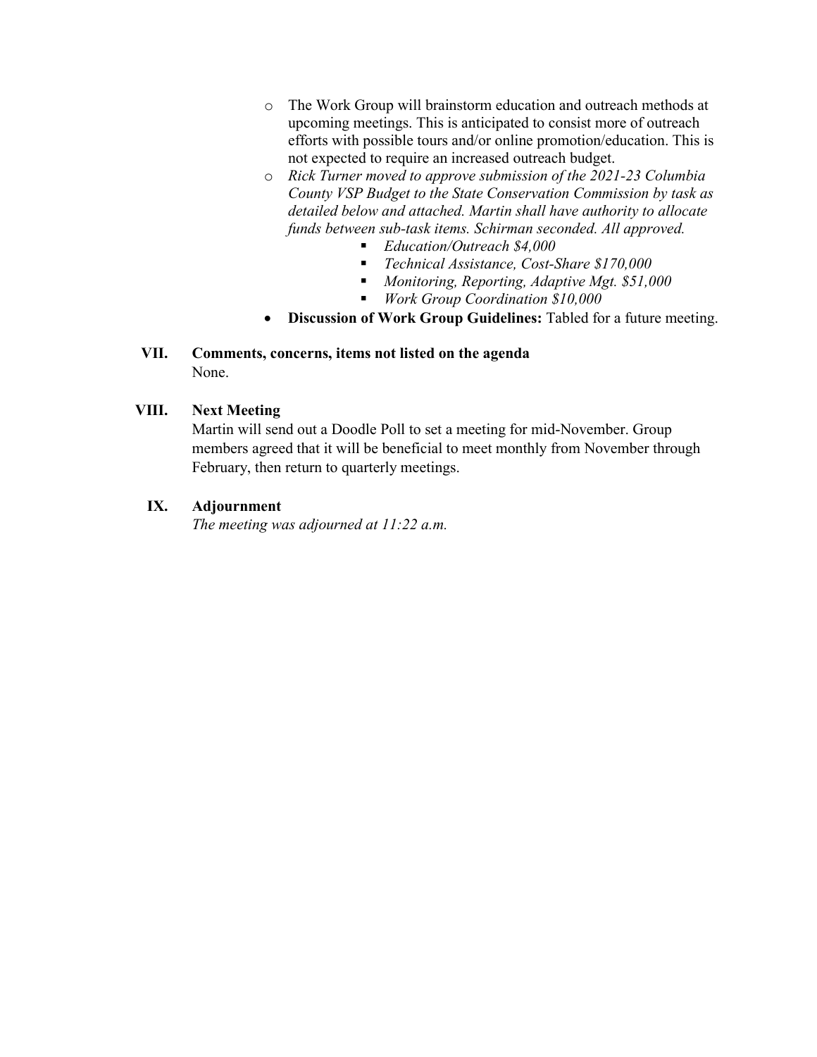- The Work Group will brainstorm education and outreach methods at upcoming meetings. This is anticipated to consist more of outreach efforts with possible tours and/or online promotion/education. This is not expected to require an increased outreach budget.
    - *Rick Turner moved to approve submission of the 2021-23 Columbia County VSP Budget to the State Conservation Commission by task as detailed below and attached. Martin shall have authority to allocate funds between sub-task items. Schirman seconded. All approved.*
        - *Education/Outreach $4,000*
        - *Technical Assistance, Cost-Share $170,000*
        - *Monitoring, Reporting, Adaptive Mgt. $51,000*
        - *Work Group Coordination $10,000*
- **Discussion of Work Group Guidelines:** Tabled for a future meeting.

**VII. Comments, concerns, items not listed on the agenda**

None.

**VIII. Next Meeting**

Martin will send out a Doodle Poll to set a meeting for mid-November. Group members agreed that it will be beneficial to meet monthly from November through February, then return to quarterly meetings.

**IX. Adjournment**

*The meeting was adjourned at 11:22 a.m.*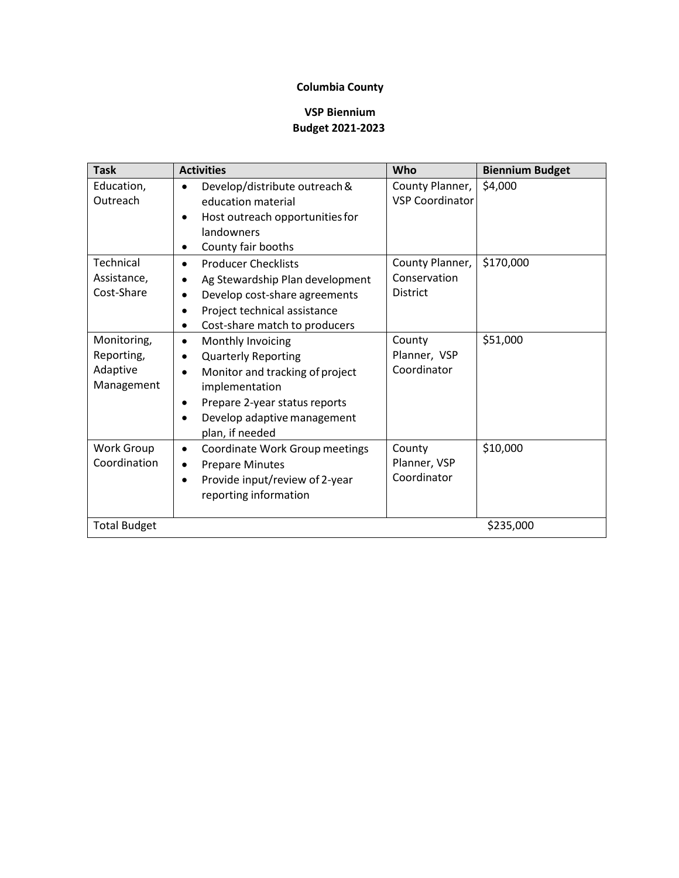**Columbia County**

**VSP Biennium**
**Budget 2021-2023**

| Task | Activities | Who | Biennium Budget |
|---|---|---|---|
| Education, Outreach | • Develop/distribute outreach & education material<br>• Host outreach opportunities for landowners<br>• County fair booths | County Planner, VSP Coordinator | $4,000 |
| Technical Assistance, Cost-Share | • Producer Checklists<br>• Ag Stewardship Plan development<br>• Develop cost-share agreements<br>• Project technical assistance<br>• Cost-share match to producers | County Planner, Conservation District | $170,000 |
| Monitoring, Reporting, Adaptive Management | • Monthly Invoicing<br>• Quarterly Reporting<br>• Monitor and tracking of project implementation<br>• Prepare 2-year status reports<br>• Develop adaptive management plan, if needed | County Planner, VSP Coordinator | $51,000 |
| Work Group Coordination | • Coordinate Work Group meetings<br>• Prepare Minutes<br>• Provide input/review of 2-year reporting information | County Planner, VSP Coordinator | $10,000 |
| Total Budget | | | $235,000 |